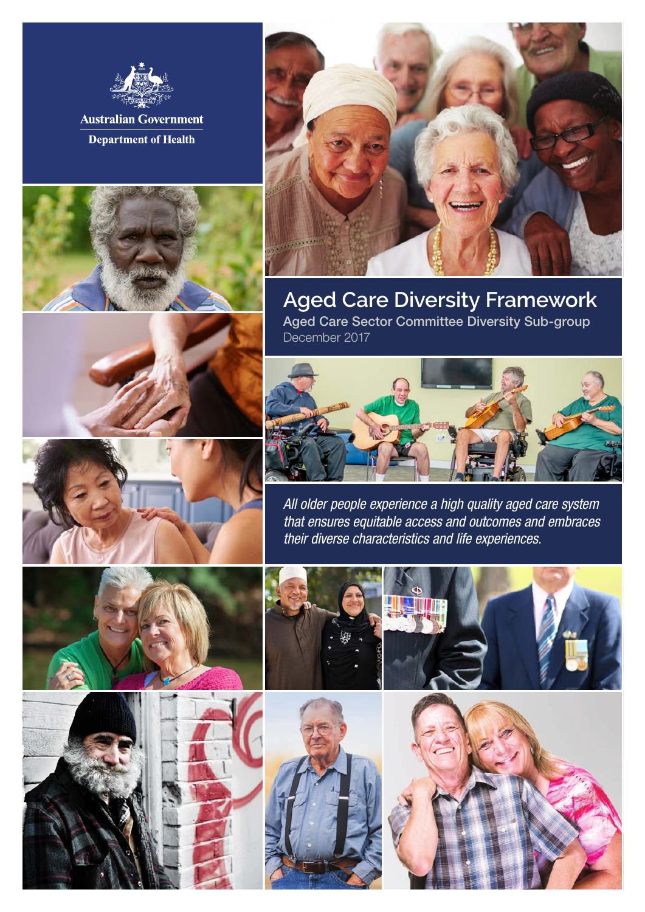Australian Government

Department of Health

# Aged Care Diversity Framework

**Aged Care Sector Committee Diversity Sub-group**

December 2017

*All older people experience a high quality aged care system that ensures equitable access and outcomes and embraces their diverse characteristics and life experiences.*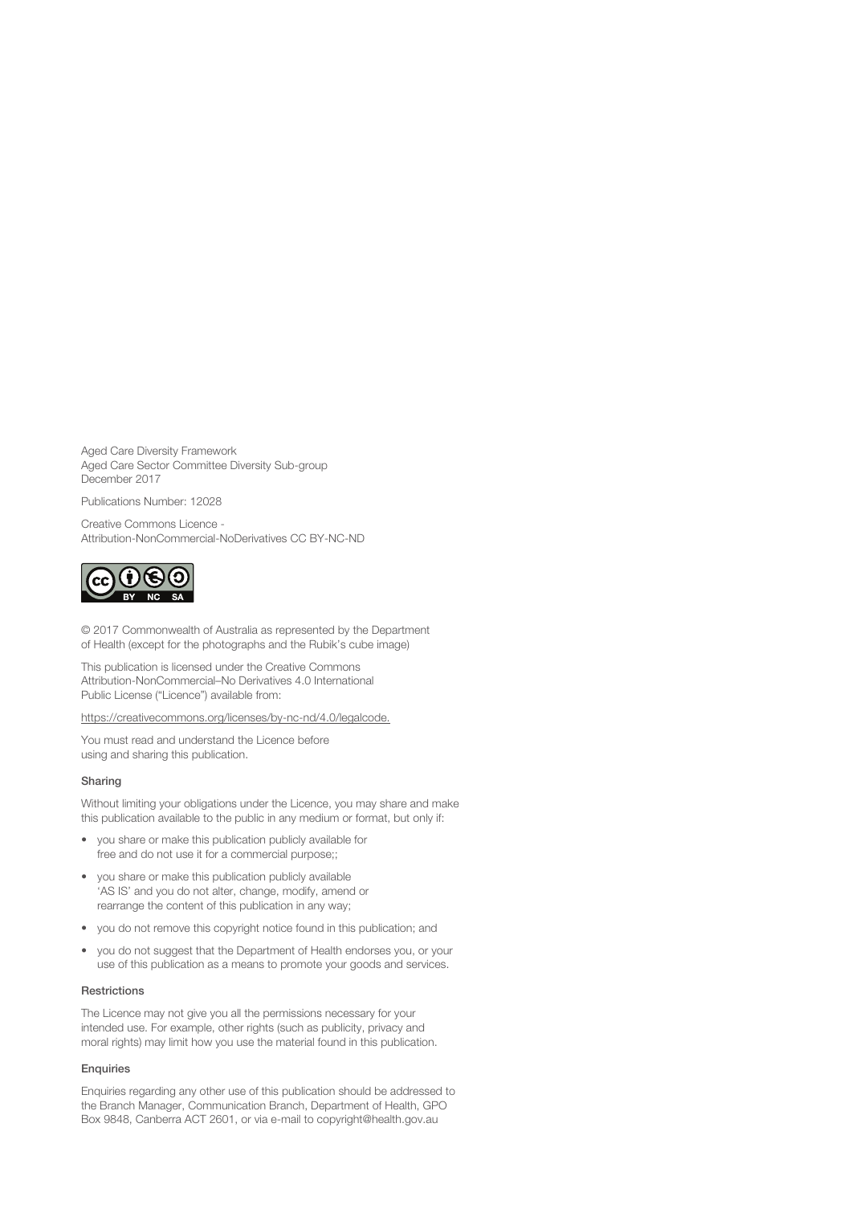Aged Care Diversity Framework
Aged Care Sector Committee Diversity Sub-group
December 2017

Publications Number: 12028

Creative Commons Licence -
Attribution-NonCommercial-NoDerivatives CC BY-NC-ND

© 2017 Commonwealth of Australia as represented by the Department of Health (except for the photographs and the Rubik's cube image)

This publication is licensed under the Creative Commons Attribution-NonCommercial–No Derivatives 4.0 International Public License ("Licence") available from:

https://creativecommons.org/licenses/by-nc-nd/4.0/legalcode.

You must read and understand the Licence before using and sharing this publication.

#### Sharing

Without limiting your obligations under the Licence, you may share and make this publication available to the public in any medium or format, but only if:

- you share or make this publication publicly available for free and do not use it for a commercial purpose;;
- you share or make this publication publicly available 'AS IS' and you do not alter, change, modify, amend or rearrange the content of this publication in any way;
- you do not remove this copyright notice found in this publication; and
- you do not suggest that the Department of Health endorses you, or your use of this publication as a means to promote your goods and services.

#### Restrictions

The Licence may not give you all the permissions necessary for your intended use. For example, other rights (such as publicity, privacy and moral rights) may limit how you use the material found in this publication.

#### Enquiries

Enquiries regarding any other use of this publication should be addressed to the Branch Manager, Communication Branch, Department of Health, GPO Box 9848, Canberra ACT 2601, or via e-mail to copyright@health.gov.au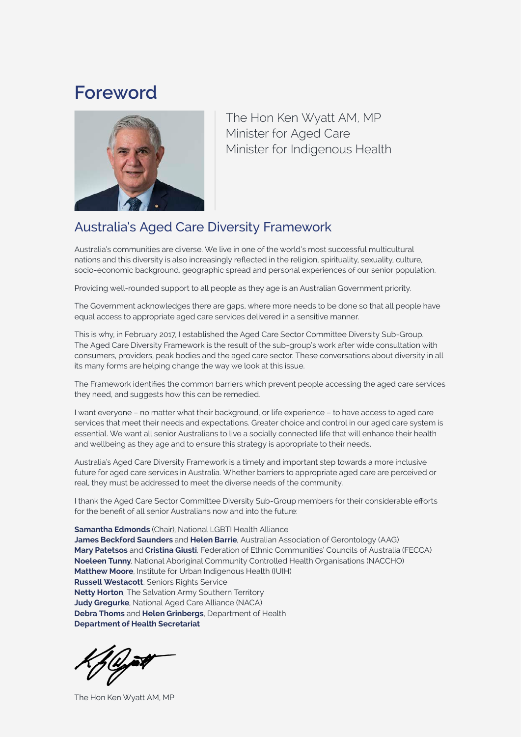# Foreword

The Hon Ken Wyatt AM, MP
Minister for Aged Care
Minister for Indigenous Health

## Australia's Aged Care Diversity Framework

Australia's communities are diverse. We live in one of the world's most successful multicultural nations and this diversity is also increasingly reflected in the religion, spirituality, sexuality, culture, socio-economic background, geographic spread and personal experiences of our senior population.

Providing well-rounded support to all people as they age is an Australian Government priority.

The Government acknowledges there are gaps, where more needs to be done so that all people have equal access to appropriate aged care services delivered in a sensitive manner.

This is why, in February 2017, I established the Aged Care Sector Committee Diversity Sub-Group. The Aged Care Diversity Framework is the result of the sub-group's work after wide consultation with consumers, providers, peak bodies and the aged care sector. These conversations about diversity in all its many forms are helping change the way we look at this issue.

The Framework identifies the common barriers which prevent people accessing the aged care services they need, and suggests how this can be remedied.

I want everyone – no matter what their background, or life experience – to have access to aged care services that meet their needs and expectations. Greater choice and control in our aged care system is essential. We want all senior Australians to live a socially connected life that will enhance their health and wellbeing as they age and to ensure this strategy is appropriate to their needs.

Australia's Aged Care Diversity Framework is a timely and important step towards a more inclusive future for aged care services in Australia. Whether barriers to appropriate aged care are perceived or real, they must be addressed to meet the diverse needs of the community.

I thank the Aged Care Sector Committee Diversity Sub-Group members for their considerable efforts for the benefit of all senior Australians now and into the future:

**Samantha Edmonds** (Chair), National LGBTI Health Alliance
**James Beckford Saunders** and **Helen Barrie**, Australian Association of Gerontology (AAG)
**Mary Patetsos** and **Cristina Giusti**, Federation of Ethnic Communities' Councils of Australia (FECCA)
**Noeleen Tunny**, National Aboriginal Community Controlled Health Organisations (NACCHO)
**Matthew Moore**, Institute for Urban Indigenous Health (IUIH)
**Russell Westacott**, Seniors Rights Service
**Netty Horton**, The Salvation Army Southern Territory
**Judy Gregurke**, National Aged Care Alliance (NACA)
**Debra Thoms** and **Helen Grinbergs**, Department of Health
**Department of Health Secretariat**

The Hon Ken Wyatt AM, MP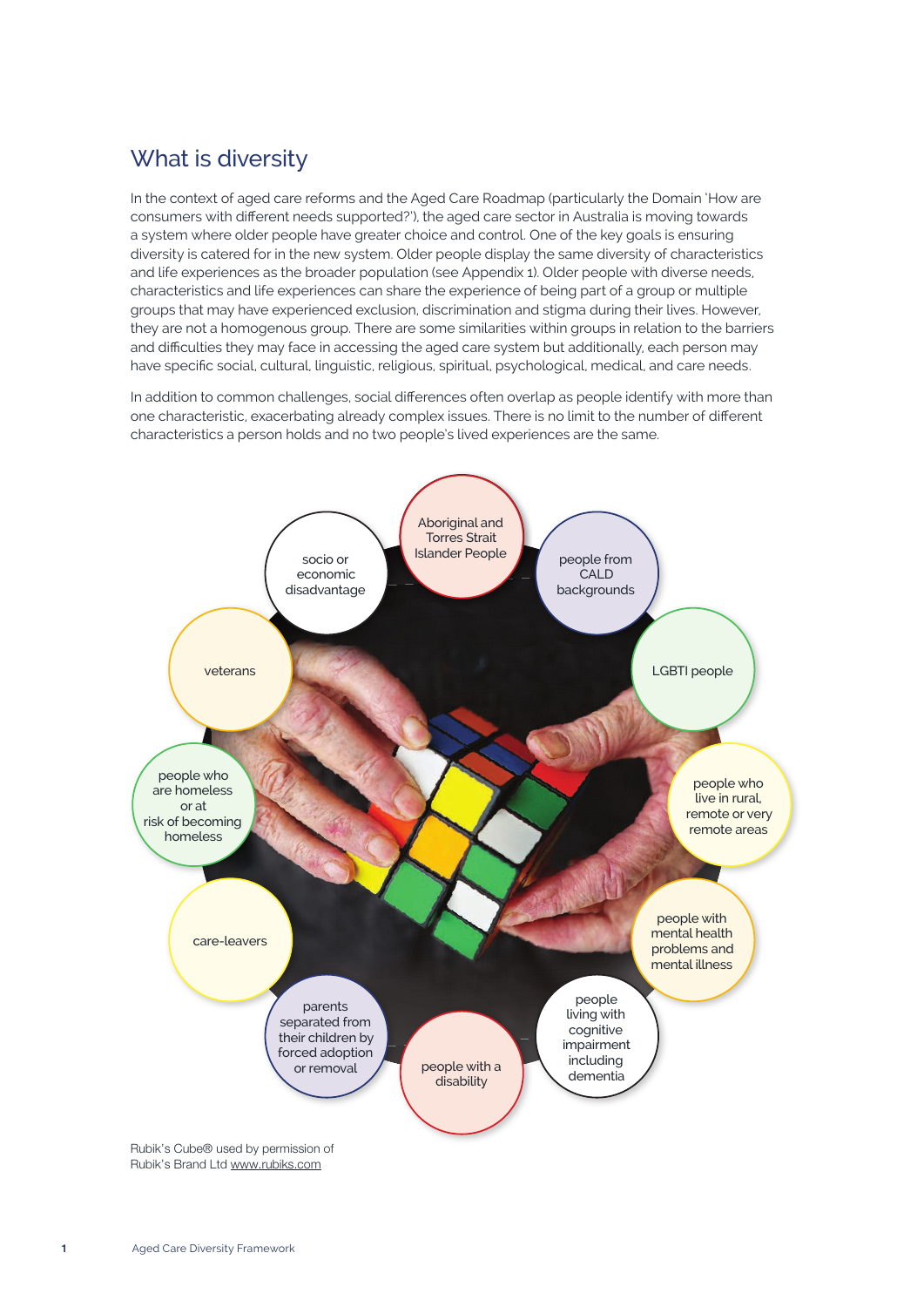## What is diversity

In the context of aged care reforms and the Aged Care Roadmap (particularly the Domain 'How are consumers with different needs supported?'), the aged care sector in Australia is moving towards a system where older people have greater choice and control. One of the key goals is ensuring diversity is catered for in the new system. Older people display the same diversity of characteristics and life experiences as the broader population (see Appendix 1). Older people with diverse needs, characteristics and life experiences can share the experience of being part of a group or multiple groups that may have experienced exclusion, discrimination and stigma during their lives. However, they are not a homogenous group. There are some similarities within groups in relation to the barriers and difficulties they may face in accessing the aged care system but additionally, each person may have specific social, cultural, linguistic, religious, spiritual, psychological, medical, and care needs.

In addition to common challenges, social differences often overlap as people identify with more than one characteristic, exacerbating already complex issues. There is no limit to the number of different characteristics a person holds and no two people's lived experiences are the same.

- Aboriginal and Torres Strait Islander People
- people from CALD backgrounds
- LGBTI people
- people who live in rural, remote or very remote areas
- people with mental health problems and mental illness
- people living with cognitive impairment including dementia
- people with a disability
- parents separated from their children by forced adoption or removal
- care-leavers
- people who are homeless or at risk of becoming homeless
- veterans
- socio or economic disadvantage

Rubik's Cube® used by permission of Rubik's Brand Ltd www.rubiks.com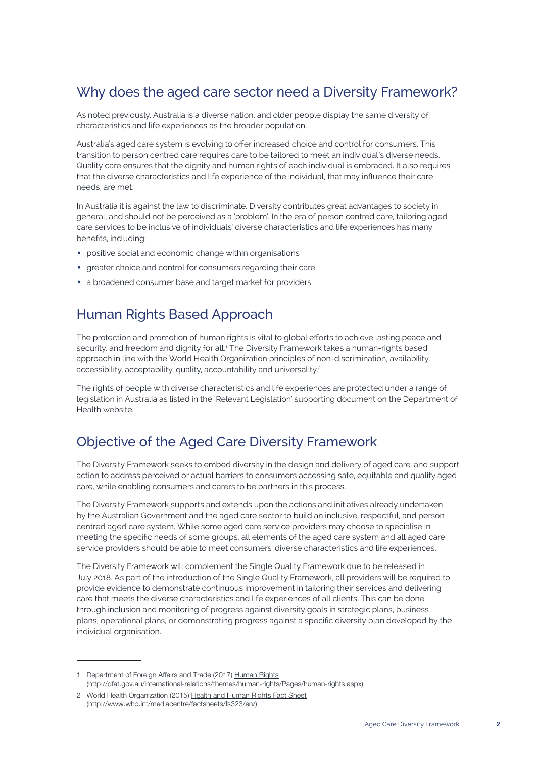## Why does the aged care sector need a Diversity Framework?

As noted previously, Australia is a diverse nation, and older people display the same diversity of characteristics and life experiences as the broader population.

Australia's aged care system is evolving to offer increased choice and control for consumers. This transition to person centred care requires care to be tailored to meet an individual's diverse needs. Quality care ensures that the dignity and human rights of each individual is embraced. It also requires that the diverse characteristics and life experience of the individual, that may influence their care needs, are met.

In Australia it is against the law to discriminate. Diversity contributes great advantages to society in general, and should not be perceived as a 'problem'. In the era of person centred care, tailoring aged care services to be inclusive of individuals' diverse characteristics and life experiences has many benefits, including:

- positive social and economic change within organisations
- greater choice and control for consumers regarding their care
- a broadened consumer base and target market for providers

## Human Rights Based Approach

The protection and promotion of human rights is vital to global efforts to achieve lasting peace and security, and freedom and dignity for all.[1] The Diversity Framework takes a human-rights based approach in line with the World Health Organization principles of non-discrimination, availability, accessibility, acceptability, quality, accountability and universality.[2]

The rights of people with diverse characteristics and life experiences are protected under a range of legislation in Australia as listed in the 'Relevant Legislation' supporting document on the Department of Health website.

## Objective of the Aged Care Diversity Framework

The Diversity Framework seeks to embed diversity in the design and delivery of aged care; and support action to address perceived or actual barriers to consumers accessing safe, equitable and quality aged care, while enabling consumers and carers to be partners in this process.

The Diversity Framework supports and extends upon the actions and initiatives already undertaken by the Australian Government and the aged care sector to build an inclusive, respectful, and person centred aged care system. While some aged care service providers may choose to specialise in meeting the specific needs of some groups, all elements of the aged care system and all aged care service providers should be able to meet consumers' diverse characteristics and life experiences.

The Diversity Framework will complement the Single Quality Framework due to be released in July 2018. As part of the introduction of the Single Quality Framework, all providers will be required to provide evidence to demonstrate continuous improvement in tailoring their services and delivering care that meets the diverse characteristics and life experiences of all clients. This can be done through inclusion and monitoring of progress against diversity goals in strategic plans, business plans, operational plans, or demonstrating progress against a specific diversity plan developed by the individual organisation.

---

1 Department of Foreign Affairs and Trade (2017) Human Rights (http://dfat.gov.au/international-relations/themes/human-rights/Pages/human-rights.aspx)

2 World Health Organization (2015) Health and Human Rights Fact Sheet (http://www.who.int/mediacentre/factsheets/fs323/en/)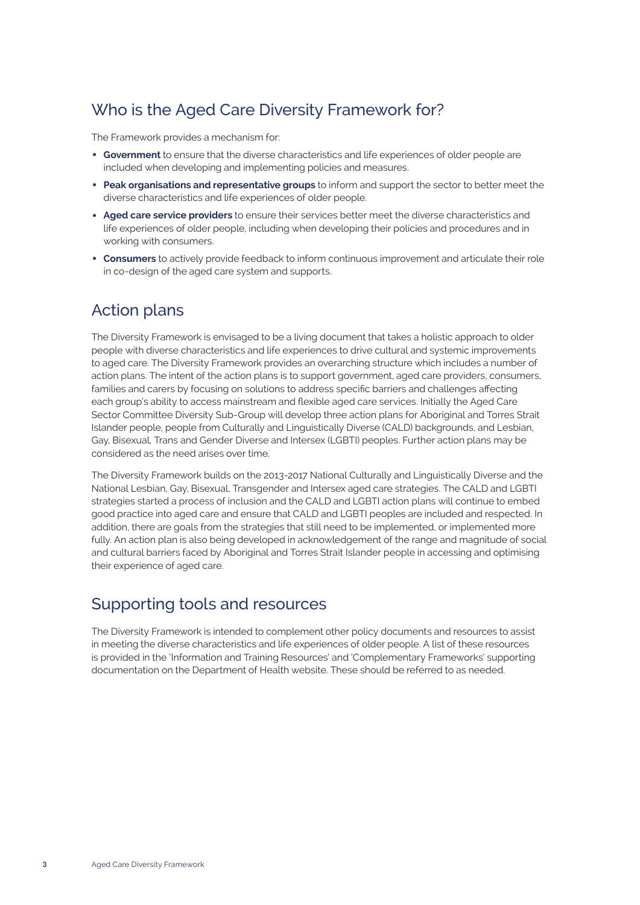## Who is the Aged Care Diversity Framework for?

The Framework provides a mechanism for:

- **Government** to ensure that the diverse characteristics and life experiences of older people are included when developing and implementing policies and measures.
- **Peak organisations and representative groups** to inform and support the sector to better meet the diverse characteristics and life experiences of older people.
- **Aged care service providers** to ensure their services better meet the diverse characteristics and life experiences of older people, including when developing their policies and procedures and in working with consumers.
- **Consumers** to actively provide feedback to inform continuous improvement and articulate their role in co-design of the aged care system and supports.

## Action plans

The Diversity Framework is envisaged to be a living document that takes a holistic approach to older people with diverse characteristics and life experiences to drive cultural and systemic improvements to aged care. The Diversity Framework provides an overarching structure which includes a number of action plans. The intent of the action plans is to support government, aged care providers, consumers, families and carers by focusing on solutions to address specific barriers and challenges affecting each group's ability to access mainstream and flexible aged care services. Initially the Aged Care Sector Committee Diversity Sub-Group will develop three action plans for Aboriginal and Torres Strait Islander people, people from Culturally and Linguistically Diverse (CALD) backgrounds, and Lesbian, Gay, Bisexual, Trans and Gender Diverse and Intersex (LGBTI) peoples. Further action plans may be considered as the need arises over time.

The Diversity Framework builds on the 2013-2017 National Culturally and Linguistically Diverse and the National Lesbian, Gay, Bisexual, Transgender and Intersex aged care strategies. The CALD and LGBTI strategies started a process of inclusion and the CALD and LGBTI action plans will continue to embed good practice into aged care and ensure that CALD and LGBTI peoples are included and respected. In addition, there are goals from the strategies that still need to be implemented, or implemented more fully. An action plan is also being developed in acknowledgement of the range and magnitude of social and cultural barriers faced by Aboriginal and Torres Strait Islander people in accessing and optimising their experience of aged care.

## Supporting tools and resources

The Diversity Framework is intended to complement other policy documents and resources to assist in meeting the diverse characteristics and life experiences of older people. A list of these resources is provided in the 'Information and Training Resources' and 'Complementary Frameworks' supporting documentation on the Department of Health website. These should be referred to as needed.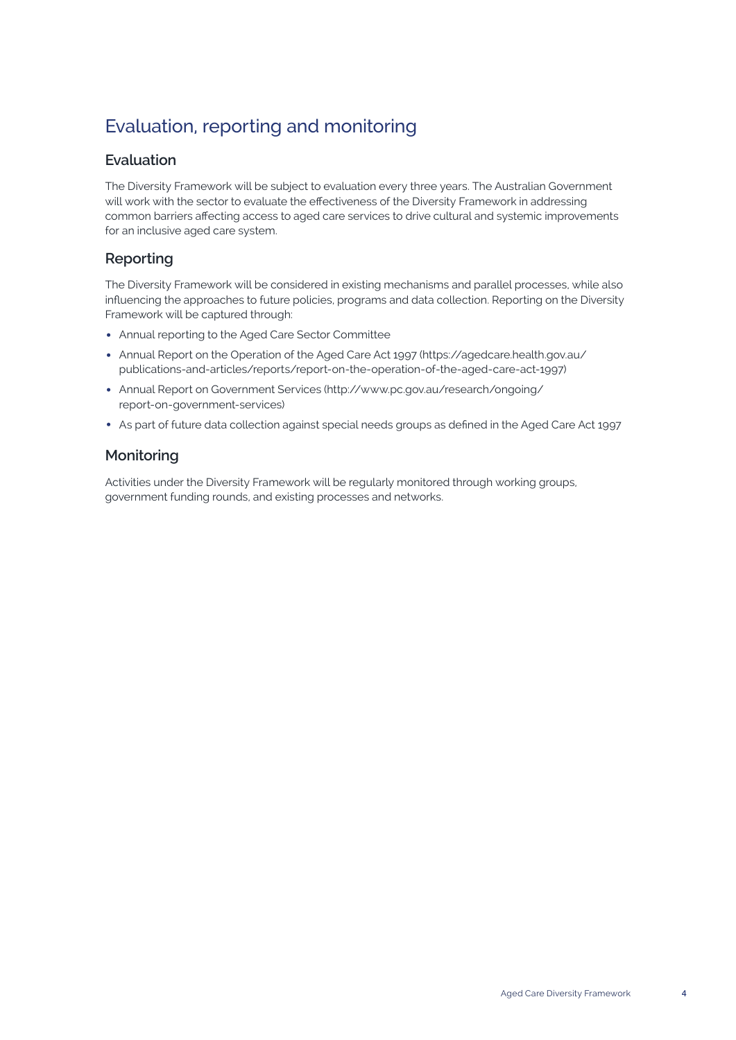# Evaluation, reporting and monitoring

## Evaluation

The Diversity Framework will be subject to evaluation every three years. The Australian Government will work with the sector to evaluate the effectiveness of the Diversity Framework in addressing common barriers affecting access to aged care services to drive cultural and systemic improvements for an inclusive aged care system.

## Reporting

The Diversity Framework will be considered in existing mechanisms and parallel processes, while also influencing the approaches to future policies, programs and data collection. Reporting on the Diversity Framework will be captured through:

- Annual reporting to the Aged Care Sector Committee
- Annual Report on the Operation of the Aged Care Act 1997 (https://agedcare.health.gov.au/publications-and-articles/reports/report-on-the-operation-of-the-aged-care-act-1997)
- Annual Report on Government Services (http://www.pc.gov.au/research/ongoing/report-on-government-services)
- As part of future data collection against special needs groups as defined in the Aged Care Act 1997

## Monitoring

Activities under the Diversity Framework will be regularly monitored through working groups, government funding rounds, and existing processes and networks.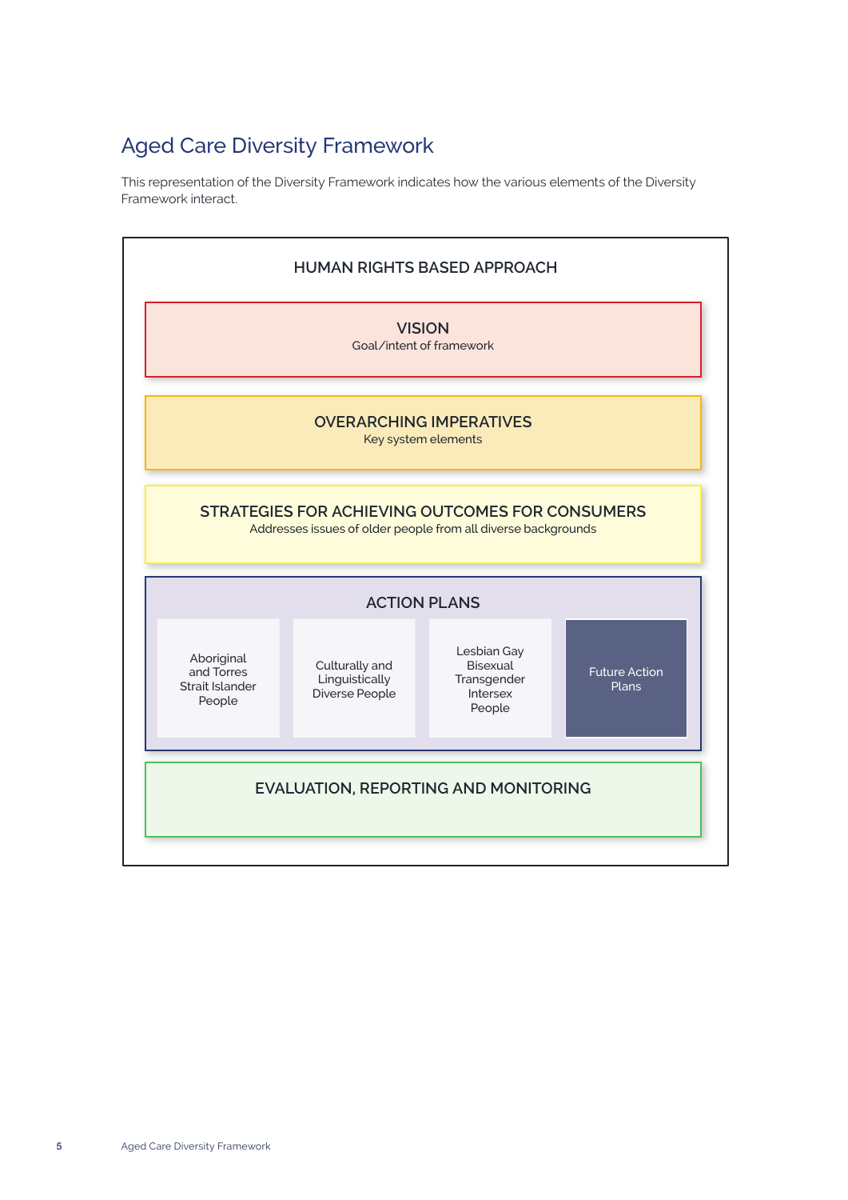## Aged Care Diversity Framework

This representation of the Diversity Framework indicates how the various elements of the Diversity Framework interact.

**HUMAN RIGHTS BASED APPROACH**

**VISION**
Goal/intent of framework

**OVERARCHING IMPERATIVES**
Key system elements

**STRATEGIES FOR ACHIEVING OUTCOMES FOR CONSUMERS**
Addresses issues of older people from all diverse backgrounds

**ACTION PLANS**

| Aboriginal and Torres Strait Islander People | Culturally and Linguistically Diverse People | Lesbian Gay Bisexual Transgender Intersex People | Future Action Plans |
| --- | --- | --- | --- |

**EVALUATION, REPORTING AND MONITORING**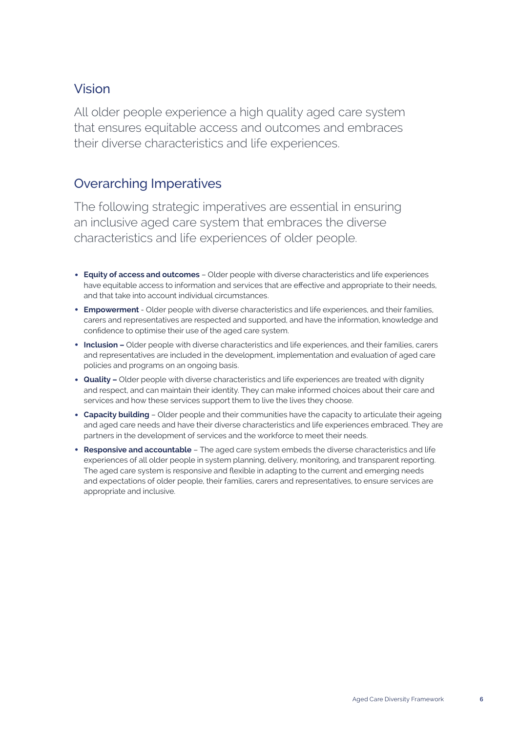## Vision

All older people experience a high quality aged care system that ensures equitable access and outcomes and embraces their diverse characteristics and life experiences.

## Overarching Imperatives

The following strategic imperatives are essential in ensuring an inclusive aged care system that embraces the diverse characteristics and life experiences of older people.

- **Equity of access and outcomes** – Older people with diverse characteristics and life experiences have equitable access to information and services that are effective and appropriate to their needs, and that take into account individual circumstances.
- **Empowerment** - Older people with diverse characteristics and life experiences, and their families, carers and representatives are respected and supported, and have the information, knowledge and confidence to optimise their use of the aged care system.
- **Inclusion –** Older people with diverse characteristics and life experiences, and their families, carers and representatives are included in the development, implementation and evaluation of aged care policies and programs on an ongoing basis.
- **Quality –** Older people with diverse characteristics and life experiences are treated with dignity and respect, and can maintain their identity. They can make informed choices about their care and services and how these services support them to live the lives they choose.
- **Capacity building** – Older people and their communities have the capacity to articulate their ageing and aged care needs and have their diverse characteristics and life experiences embraced. They are partners in the development of services and the workforce to meet their needs.
- **Responsive and accountable** – The aged care system embeds the diverse characteristics and life experiences of all older people in system planning, delivery, monitoring, and transparent reporting. The aged care system is responsive and flexible in adapting to the current and emerging needs and expectations of older people, their families, carers and representatives, to ensure services are appropriate and inclusive.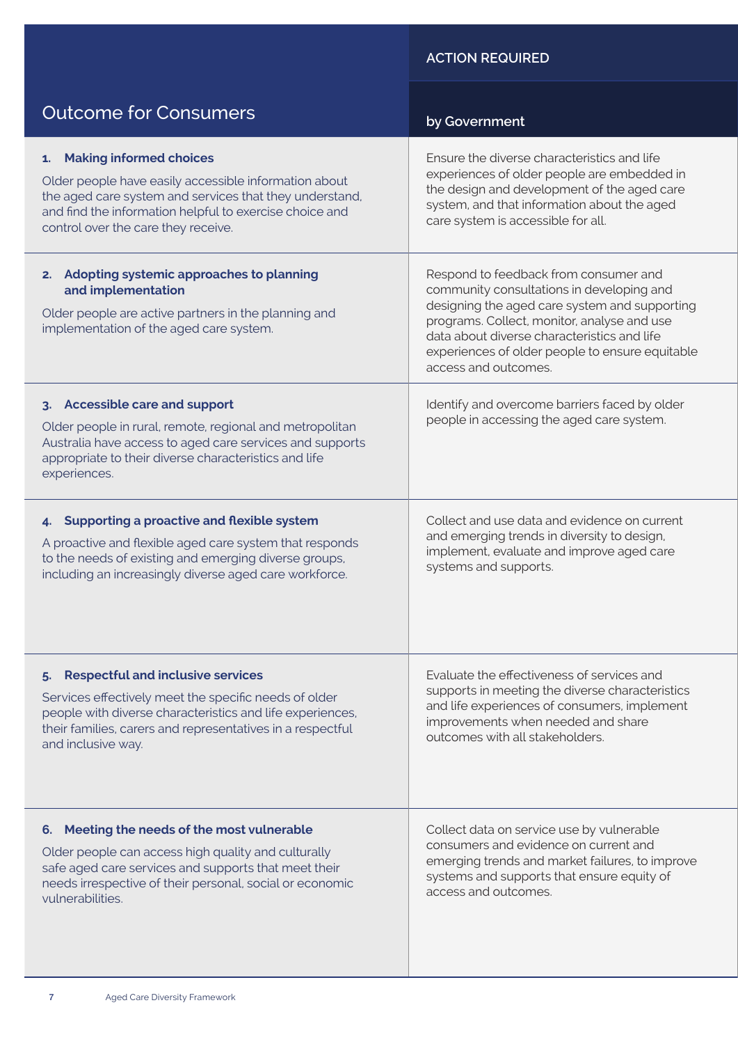| Outcome for Consumers | ACTION REQUIRED by Government |
|---|---|
| **1. Making informed choices** Older people have easily accessible information about the aged care system and services that they understand, and find the information helpful to exercise choice and control over the care they receive. | Ensure the diverse characteristics and life experiences of older people are embedded in the design and development of the aged care system, and that information about the aged care system is accessible for all. |
| **2. Adopting systemic approaches to planning and implementation** Older people are active partners in the planning and implementation of the aged care system. | Respond to feedback from consumer and community consultations in developing and designing the aged care system and supporting programs. Collect, monitor, analyse and use data about diverse characteristics and life experiences of older people to ensure equitable access and outcomes. |
| **3. Accessible care and support** Older people in rural, remote, regional and metropolitan Australia have access to aged care services and supports appropriate to their diverse characteristics and life experiences. | Identify and overcome barriers faced by older people in accessing the aged care system. |
| **4. Supporting a proactive and flexible system** A proactive and flexible aged care system that responds to the needs of existing and emerging diverse groups, including an increasingly diverse aged care workforce. | Collect and use data and evidence on current and emerging trends in diversity to design, implement, evaluate and improve aged care systems and supports. |
| **5. Respectful and inclusive services** Services effectively meet the specific needs of older people with diverse characteristics and life experiences, their families, carers and representatives in a respectful and inclusive way. | Evaluate the effectiveness of services and supports in meeting the diverse characteristics and life experiences of consumers, implement improvements when needed and share outcomes with all stakeholders. |
| **6. Meeting the needs of the most vulnerable** Older people can access high quality and culturally safe aged care services and supports that meet their needs irrespective of their personal, social or economic vulnerabilities. | Collect data on service use by vulnerable consumers and evidence on current and emerging trends and market failures, to improve systems and supports that ensure equity of access and outcomes. |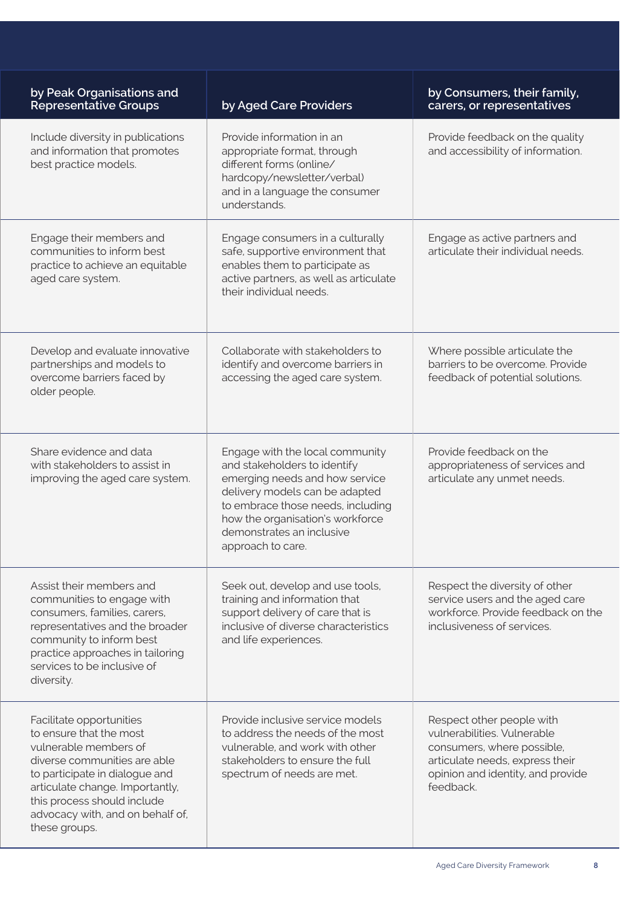| by Peak Organisations and Representative Groups | by Aged Care Providers | by Consumers, their family, carers, or representatives |
|---|---|---|
| Include diversity in publications and information that promotes best practice models. | Provide information in an appropriate format, through different forms (online/hardcopy/newsletter/verbal) and in a language the consumer understands. | Provide feedback on the quality and accessibility of information. |
| Engage their members and communities to inform best practice to achieve an equitable aged care system. | Engage consumers in a culturally safe, supportive environment that enables them to participate as active partners, as well as articulate their individual needs. | Engage as active partners and articulate their individual needs. |
| Develop and evaluate innovative partnerships and models to overcome barriers faced by older people. | Collaborate with stakeholders to identify and overcome barriers in accessing the aged care system. | Where possible articulate the barriers to be overcome. Provide feedback of potential solutions. |
| Share evidence and data with stakeholders to assist in improving the aged care system. | Engage with the local community and stakeholders to identify emerging needs and how service delivery models can be adapted to embrace those needs, including how the organisation's workforce demonstrates an inclusive approach to care. | Provide feedback on the appropriateness of services and articulate any unmet needs. |
| Assist their members and communities to engage with consumers, families, carers, representatives and the broader community to inform best practice approaches in tailoring services to be inclusive of diversity. | Seek out, develop and use tools, training and information that support delivery of care that is inclusive of diverse characteristics and life experiences. | Respect the diversity of other service users and the aged care workforce. Provide feedback on the inclusiveness of services. |
| Facilitate opportunities to ensure that the most vulnerable members of diverse communities are able to participate in dialogue and articulate change. Importantly, this process should include advocacy with, and on behalf of, these groups. | Provide inclusive service models to address the needs of the most vulnerable, and work with other stakeholders to ensure the full spectrum of needs are met. | Respect other people with vulnerabilities. Vulnerable consumers, where possible, articulate needs, express their opinion and identity, and provide feedback. |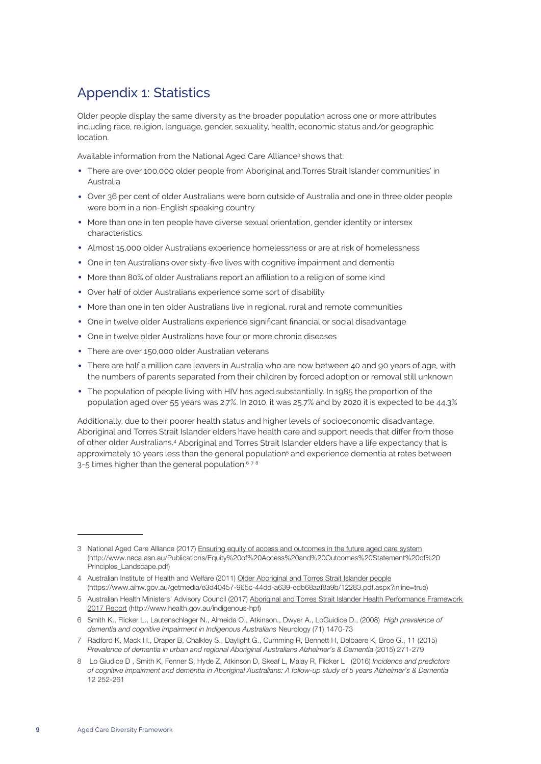## Appendix 1: Statistics

Older people display the same diversity as the broader population across one or more attributes including race, religion, language, gender, sexuality, health, economic status and/or geographic location.

Available information from the National Aged Care Alliance[3] shows that:

- There are over 100,000 older people from Aboriginal and Torres Strait Islander communities' in Australia
- Over 36 per cent of older Australians were born outside of Australia and one in three older people were born in a non-English speaking country
- More than one in ten people have diverse sexual orientation, gender identity or intersex characteristics
- Almost 15,000 older Australians experience homelessness or are at risk of homelessness
- One in ten Australians over sixty-five lives with cognitive impairment and dementia
- More than 80% of older Australians report an affiliation to a religion of some kind
- Over half of older Australians experience some sort of disability
- More than one in ten older Australians live in regional, rural and remote communities
- One in twelve older Australians experience significant financial or social disadvantage
- One in twelve older Australians have four or more chronic diseases
- There are over 150,000 older Australian veterans
- There are half a million care leavers in Australia who are now between 40 and 90 years of age, with the numbers of parents separated from their children by forced adoption or removal still unknown
- The population of people living with HIV has aged substantially. In 1985 the proportion of the population aged over 55 years was 2.7%. In 2010, it was 25.7% and by 2020 it is expected to be 44.3%

Additionally, due to their poorer health status and higher levels of socioeconomic disadvantage, Aboriginal and Torres Strait Islander elders have health care and support needs that differ from those of other older Australians.[4] Aboriginal and Torres Strait Islander elders have a life expectancy that is approximately 10 years less than the general population[5] and experience dementia at rates between 3-5 times higher than the general population.[6] [7] [8]

---

3 National Aged Care Alliance (2017) Ensuring equity of access and outcomes in the future aged care system (http://www.naca.asn.au/Publications/Equity%20of%20Access%20and%20Outcomes%20Statement%20of%20Principles_Landscape.pdf)

4 Australian Institute of Health and Welfare (2011) Older Aboriginal and Torres Strait Islander people (https://www.aihw.gov.au/getmedia/e3d40457-965c-44dd-a639-edb68aaf8a9b/12283.pdf.aspx?inline=true)

5 Australian Health Ministers' Advisory Council (2017) Aboriginal and Torres Strait Islander Health Performance Framework 2017 Report (http://www.health.gov.au/indigenous-hpf)

6 Smith K., Flicker L., Lautenschlager N., Almeida O., Atkinson., Dwyer A., LoGuidice D., (2008) *High prevalence of dementia and cognitive impairment in Indigenous Australians* Neurology (71) 1470-73

7 Radford K, Mack H., Draper B, Chalkley S., Daylight G., Cumming R, Bennett H, Delbaere K, Broe G., 11 (2015) *Prevalence of dementia in urban and regional Aboriginal Australians Alzheimer's & Dementia* (2015) 271-279

8 Lo Giudice D , Smith K, Fenner S, Hyde Z, Atkinson D, Skeaf L, Malay R, Flicker L (2016) *Incidence and predictors of cognitive impairment and dementia in Aboriginal Australians: A follow-up study of 5 years Alzheimer's & Dementia* 12 252-261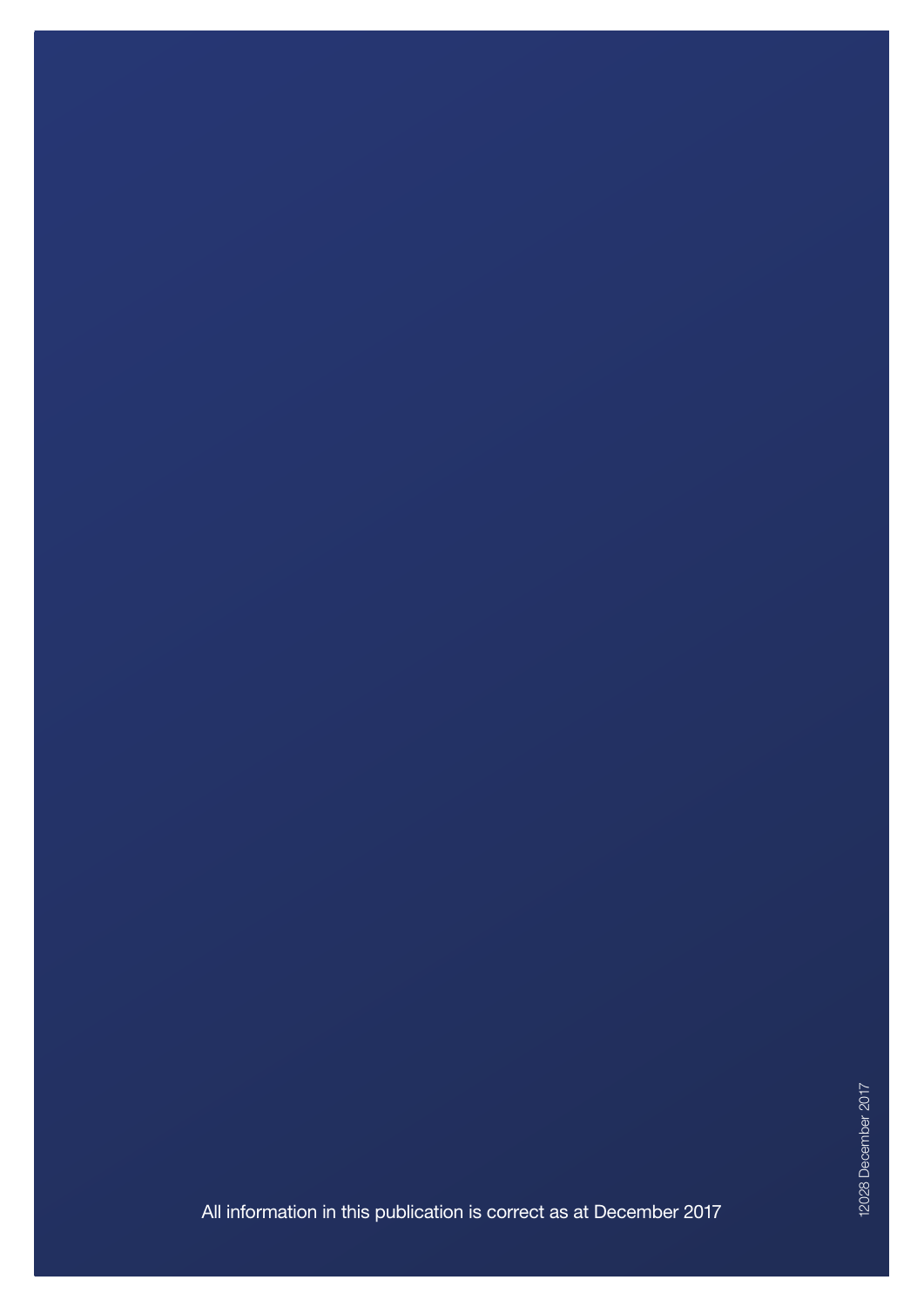All information in this publication is correct as at December 2017

12028 December 2017